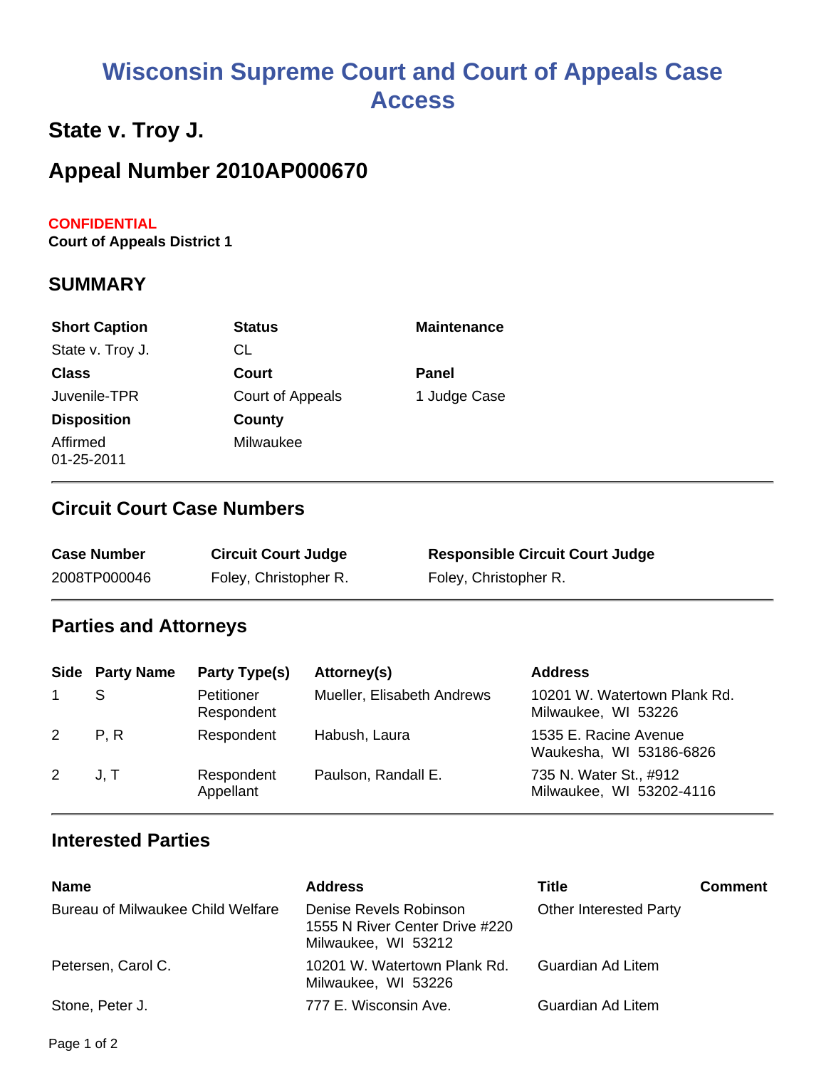# Wisconsin Supreme Court and Court of Appeals Case Access

## State v. Troy J.

## Appeal Number 2010AP000670

**CONFIDENTIAL**
**Court of Appeals District 1**

### SUMMARY

| Short Caption | Status | Maintenance |
|---|---|---|
| State v. Troy J. | CL | |
| **Class** | **Court** | **Panel** |
| Juvenile-TPR | Court of Appeals | 1 Judge Case |
| **Disposition** | **County** | |
| Affirmed 01-25-2011 | Milwaukee | |

### Circuit Court Case Numbers

| Case Number | Circuit Court Judge | Responsible Circuit Court Judge |
|---|---|---|
| 2008TP000046 | Foley, Christopher R. | Foley, Christopher R. |

### Parties and Attorneys

| Side | Party Name | Party Type(s) | Attorney(s) | Address |
|---|---|---|---|---|
| 1 | S | Petitioner Respondent | Mueller, Elisabeth Andrews | 10201 W. Watertown Plank Rd. Milwaukee, WI 53226 |
| 2 | P, R | Respondent | Habush, Laura | 1535 E. Racine Avenue Waukesha, WI 53186-6826 |
| 2 | J, T | Respondent Appellant | Paulson, Randall E. | 735 N. Water St., #912 Milwaukee, WI 53202-4116 |

### Interested Parties

| Name | Address | Title | Comment |
|---|---|---|---|
| Bureau of Milwaukee Child Welfare | Denise Revels Robinson 1555 N River Center Drive #220 Milwaukee, WI 53212 | Other Interested Party | |
| Petersen, Carol C. | 10201 W. Watertown Plank Rd. Milwaukee, WI 53226 | Guardian Ad Litem | |
| Stone, Peter J. | 777 E. Wisconsin Ave. | Guardian Ad Litem | |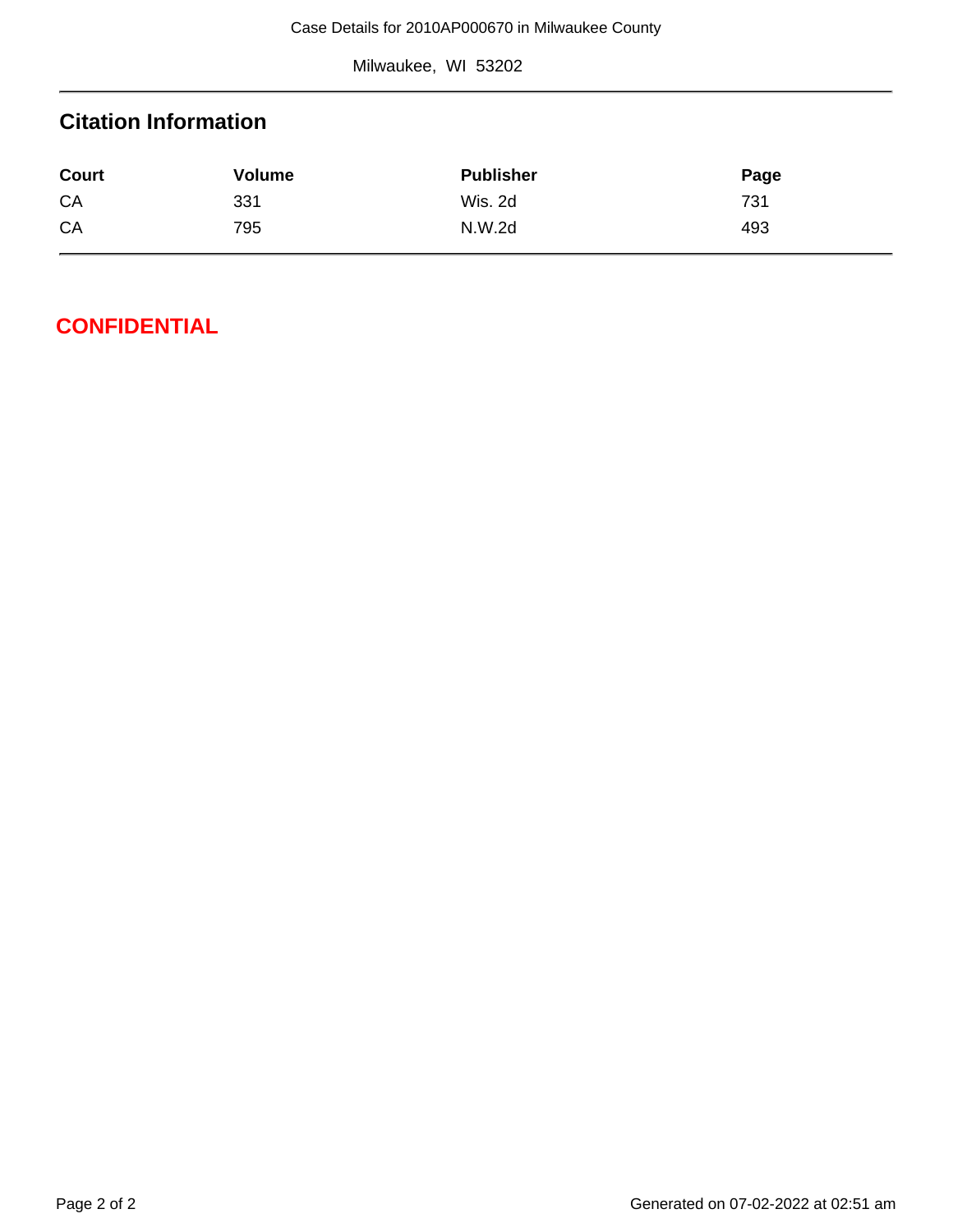Milwaukee, WI 53202

## Citation Information

| Court | Volume | Publisher | Page |
| --- | --- | --- | --- |
| CA | 331 | Wis. 2d | 731 |
| CA | 795 | N.W.2d | 493 |

**CONFIDENTIAL**